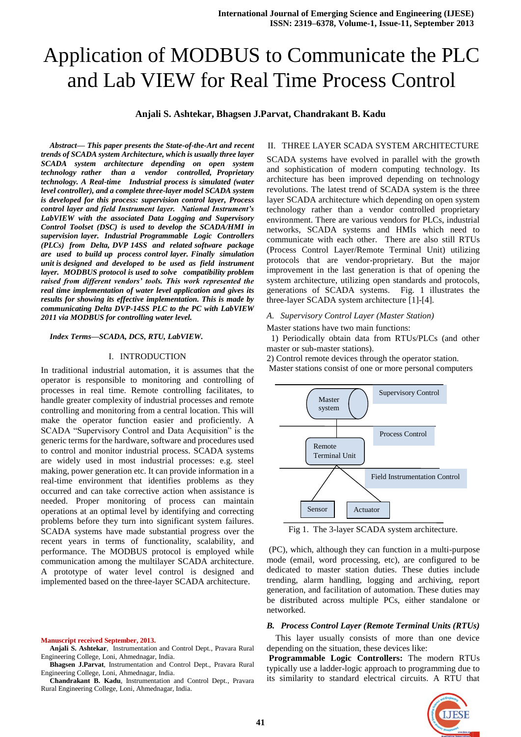# Application of MODBUS to Communicate the PLC and Lab VIEW for Real Time Process Control

**Anjali S. Ashtekar, Bhagsen J.Parvat, Chandrakant B. Kadu**

***Abstract*— *This paper presents the State-of-the-Art and recent trends of SCADA system Architecture, which is usually three layer SCADA system architecture depending on open system technology rather than a vendor controlled, Proprietary technology. A Real-time Industrial process is simulated (water level controller), and a complete three-layer model SCADA system is developed for this process: supervision control layer, Process control layer and field Instrument layer. National Instrument's LabVIEW with the associated Data Logging and Supervisory Control Toolset (DSC) is used to develop the SCADA/HMI in supervision layer. Industrial Programmable Logic Controllers (PLCs) from Delta, DVP 14SS and related software package are used to build up process control layer. Finally simulation unit is designed and developed to be used as field instrument layer. MODBUS protocol is used to solve compatibility problem raised from different vendors' tools. This work represented the real time implementation of water level application and gives its results for showing its effective implementation. This is made by communicating Delta DVP-14SS PLC to the PC with LabVIEW 2011 via MODBUS for controlling water level.***

***Index Terms*—*SCADA, DCS, RTU, LabVIEW.***

## I. INTRODUCTION

In traditional industrial automation, it is assumes that the operator is responsible to monitoring and controlling of processes in real time. Remote controlling facilitates, to handle greater complexity of industrial processes and remote controlling and monitoring from a central location. This will make the operator function easier and proficiently. A SCADA "Supervisory Control and Data Acquisition" is the generic terms for the hardware, software and procedures used to control and monitor industrial process. SCADA systems are widely used in most industrial processes: e.g. steel making, power generation etc. It can provide information in a real-time environment that identifies problems as they occurred and can take corrective action when assistance is needed. Proper monitoring of process can maintain operations at an optimal level by identifying and correcting problems before they turn into significant system failures. SCADA systems have made substantial progress over the recent years in terms of functionality, scalability, and performance. The MODBUS protocol is employed while communication among the multilayer SCADA architecture. A prototype of water level control is designed and implemented based on the three-layer SCADA architecture.

Manuscript received September, 2013.

**Anjali S. Ashtekar**, Instrumentation and Control Dept., Pravara Rural Engineering College, Loni, Ahmednagar, India.

**Bhagsen J.Parvat**, Instrumentation and Control Dept., Pravara Rural Engineering College, Loni, Ahmednagar, India.

**Chandrakant B. Kadu**, Instrumentation and Control Dept., Pravara Rural Engineering College, Loni, Ahmednagar, India.

## II. THREE LAYER SCADA SYSTEM ARCHITECTURE

SCADA systems have evolved in parallel with the growth and sophistication of modern computing technology. Its architecture has been improved depending on technology revolutions. The latest trend of SCADA system is the three layer SCADA architecture which depending on open system technology rather than a vendor controlled proprietary environment. There are various vendors for PLCs, industrial networks, SCADA systems and HMIs which need to communicate with each other. There are also still RTUs (Process Control Layer/Remote Terminal Unit) utilizing protocols that are vendor-proprietary. But the major improvement in the last generation is that of opening the system architecture, utilizing open standards and protocols, generations of SCADA systems. Fig. 1 illustrates the three-layer SCADA system architecture [1]-[4].

### *A. Supervisory Control Layer (Master Station)*

Master stations have two main functions:

1) Periodically obtain data from RTUs/PLCs (and other master or sub-master stations).

2) Control remote devices through the operator station.

Master stations consist of one or more personal computers

Master system | Supervisory Control
Remote Terminal Unit | Process Control
Field Instrumentation Control
Sensor | Actuator

Fig 1. The 3-layer SCADA system architecture.

(PC), which, although they can function in a multi-purpose mode (email, word processing, etc), are configured to be dedicated to master station duties. These duties include trending, alarm handling, logging and archiving, report generation, and facilitation of automation. These duties may be distributed across multiple PCs, either standalone or networked.

### ***B. Process Control Layer (Remote Terminal Units (RTUs)***

This layer usually consists of more than one device depending on the situation, these devices like:

**Programmable Logic Controllers:** The modern RTUs typically use a ladder-logic approach to programming due to its similarity to standard electrical circuits. A RTU that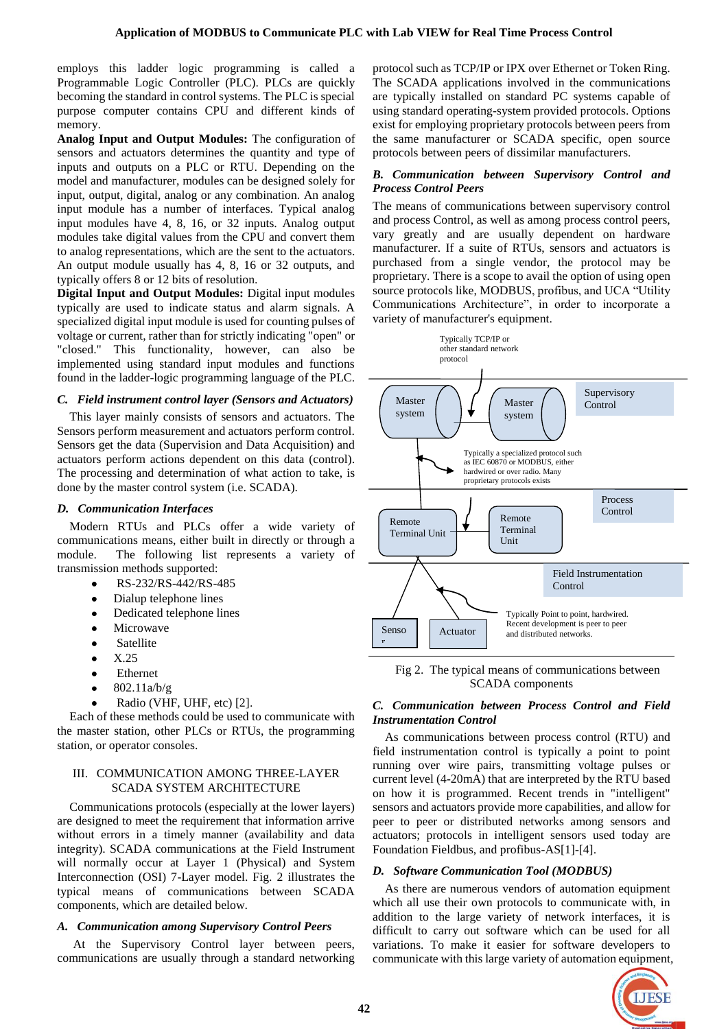employs this ladder logic programming is called a Programmable Logic Controller (PLC). PLCs are quickly becoming the standard in control systems. The PLC is special purpose computer contains CPU and different kinds of memory.

**Analog Input and Output Modules:** The configuration of sensors and actuators determines the quantity and type of inputs and outputs on a PLC or RTU. Depending on the model and manufacturer, modules can be designed solely for input, output, digital, analog or any combination. An analog input module has a number of interfaces. Typical analog input modules have 4, 8, 16, or 32 inputs. Analog output modules take digital values from the CPU and convert them to analog representations, which are the sent to the actuators. An output module usually has 4, 8, 16 or 32 outputs, and typically offers 8 or 12 bits of resolution.

**Digital Input and Output Modules:** Digital input modules typically are used to indicate status and alarm signals. A specialized digital input module is used for counting pulses of voltage or current, rather than for strictly indicating "open" or "closed." This functionality, however, can also be implemented using standard input modules and functions found in the ladder-logic programming language of the PLC.

### *C. Field instrument control layer (Sensors and Actuators)*

This layer mainly consists of sensors and actuators. The Sensors perform measurement and actuators perform control. Sensors get the data (Supervision and Data Acquisition) and actuators perform actions dependent on this data (control). The processing and determination of what action to take, is done by the master control system (i.e. SCADA).

### *D. Communication Interfaces*

Modern RTUs and PLCs offer a wide variety of communications means, either built in directly or through a module. The following list represents a variety of transmission methods supported:

- RS-232/RS-442/RS-485
- Dialup telephone lines
- Dedicated telephone lines
- Microwave
- Satellite
- X.25
- Ethernet
- 802.11a/b/g
- Radio (VHF, UHF, etc) [2].

Each of these methods could be used to communicate with the master station, other PLCs or RTUs, the programming station, or operator consoles.

## III. COMMUNICATION AMONG THREE-LAYER SCADA SYSTEM ARCHITECTURE

Communications protocols (especially at the lower layers) are designed to meet the requirement that information arrive without errors in a timely manner (availability and data integrity). SCADA communications at the Field Instrument will normally occur at Layer 1 (Physical) and System Interconnection (OSI) 7-Layer model. Fig. 2 illustrates the typical means of communications between SCADA components, which are detailed below.

### *A. Communication among Supervisory Control Peers*

At the Supervisory Control layer between peers, communications are usually through a standard networking protocol such as TCP/IP or IPX over Ethernet or Token Ring. The SCADA applications involved in the communications are typically installed on standard PC systems capable of using standard operating-system provided protocols. Options exist for employing proprietary protocols between peers from the same manufacturer or SCADA specific, open source protocols between peers of dissimilar manufacturers.

### *B. Communication between Supervisory Control and Process Control Peers*

The means of communications between supervisory control and process Control, as well as among process control peers, vary greatly and are usually dependent on hardware manufacturer. If a suite of RTUs, sensors and actuators is purchased from a single vendor, the protocol may be proprietary. There is a scope to avail the option of using open source protocols like, MODBUS, profibus, and UCA "Utility Communications Architecture", in order to incorporate a variety of manufacturer's equipment.

Typically TCP/IP or other standard network protocol

Master system | Master system | Supervisory Control

Typically a specialized protocol such as IEC 60870 or MODBUS, either hardwired or over radio. Many proprietary protocols exists

Remote Terminal Unit | Remote Terminal Unit | Process Control

Field Instrumentation Control

Typically Point to point, hardwired. Recent development is peer to peer and distributed networks.

Sensor | Actuator

Fig 2. The typical means of communications between SCADA components

### *C. Communication between Process Control and Field Instrumentation Control*

As communications between process control (RTU) and field instrumentation control is typically a point to point running over wire pairs, transmitting voltage pulses or current level (4-20mA) that are interpreted by the RTU based on how it is programmed. Recent trends in "intelligent" sensors and actuators provide more capabilities, and allow for peer to peer or distributed networks among sensors and actuators; protocols in intelligent sensors used today are Foundation Fieldbus, and profibus-AS[1]-[4].

### *D. Software Communication Tool (MODBUS)*

As there are numerous vendors of automation equipment which all use their own protocols to communicate with, in addition to the large variety of network interfaces, it is difficult to carry out software which can be used for all variations. To make it easier for software developers to communicate with this large variety of automation equipment,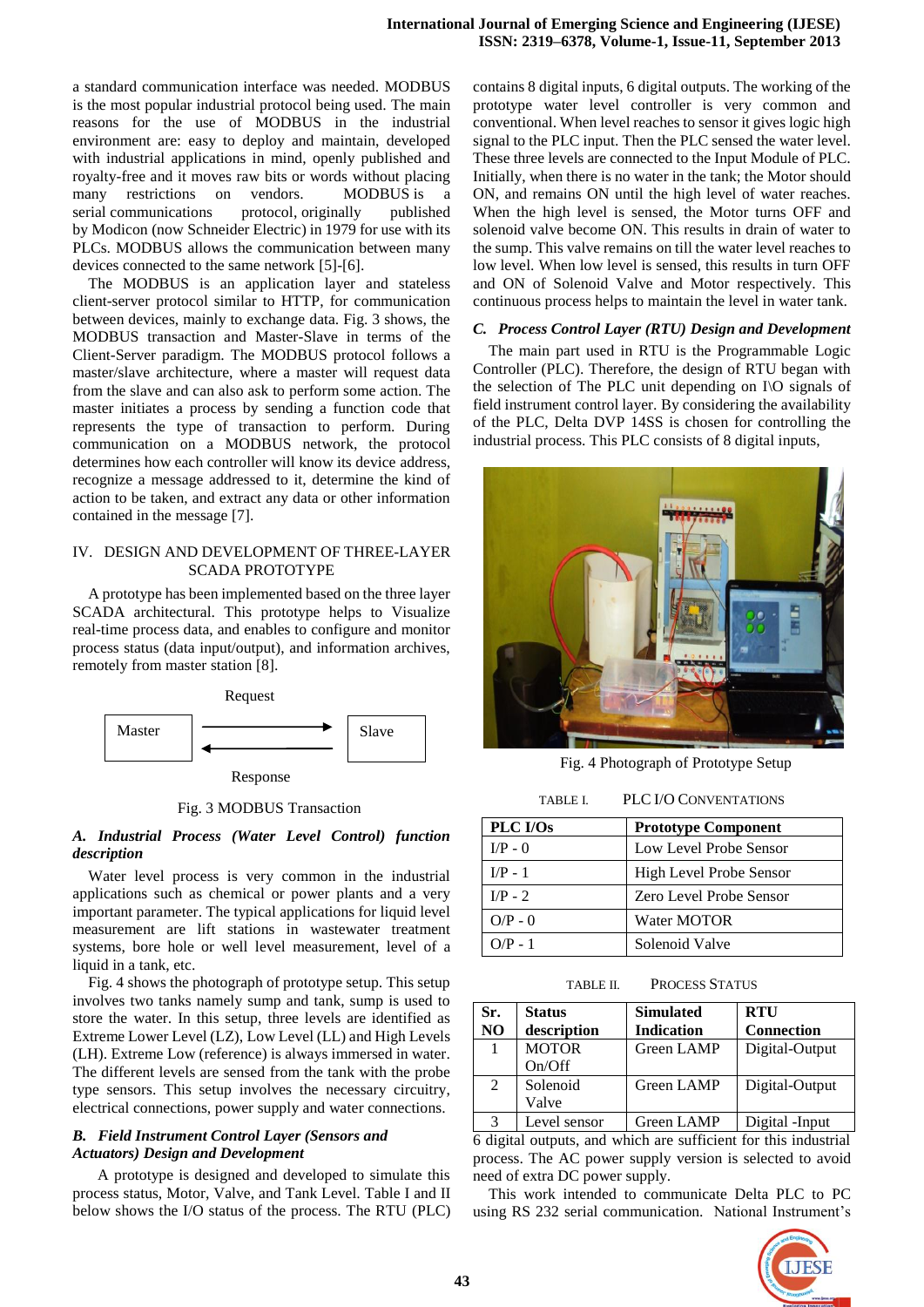a standard communication interface was needed. MODBUS is the most popular industrial protocol being used. The main reasons for the use of MODBUS in the industrial environment are: easy to deploy and maintain, developed with industrial applications in mind, openly published and royalty-free and it moves raw bits or words without placing many restrictions on vendors. MODBUS is a serial communications protocol, originally published by Modicon (now Schneider Electric) in 1979 for use with its PLCs. MODBUS allows the communication between many devices connected to the same network [5]-[6].

The MODBUS is an application layer and stateless client-server protocol similar to HTTP, for communication between devices, mainly to exchange data. Fig. 3 shows, the MODBUS transaction and Master-Slave in terms of the Client-Server paradigm. The MODBUS protocol follows a master/slave architecture, where a master will request data from the slave and can also ask to perform some action. The master initiates a process by sending a function code that represents the type of transaction to perform. During communication on a MODBUS network, the protocol determines how each controller will know its device address, recognize a message addressed to it, determine the kind of action to be taken, and extract any data or other information contained in the message [7].

## IV. DESIGN AND DEVELOPMENT OF THREE-LAYER SCADA PROTOTYPE

A prototype has been implemented based on the three layer SCADA architectural. This prototype helps to Visualize real-time process data, and enables to configure and monitor process status (data input/output), and information archives, remotely from master station [8].

Request

Master → Slave

Response

Fig. 3 MODBUS Transaction

### *A. Industrial Process (Water Level Control) function description*

Water level process is very common in the industrial applications such as chemical or power plants and a very important parameter. The typical applications for liquid level measurement are lift stations in wastewater treatment systems, bore hole or well level measurement, level of a liquid in a tank, etc.

Fig. 4 shows the photograph of prototype setup. This setup involves two tanks namely sump and tank, sump is used to store the water. In this setup, three levels are identified as Extreme Lower Level (LZ), Low Level (LL) and High Levels (LH). Extreme Low (reference) is always immersed in water. The different levels are sensed from the tank with the probe type sensors. This setup involves the necessary circuitry, electrical connections, power supply and water connections.

### *B. Field Instrument Control Layer (Sensors and Actuators) Design and Development*

A prototype is designed and developed to simulate this process status, Motor, Valve, and Tank Level. Table I and II below shows the I/O status of the process. The RTU (PLC) contains 8 digital inputs, 6 digital outputs. The working of the prototype water level controller is very common and conventional. When level reaches to sensor it gives logic high signal to the PLC input. Then the PLC sensed the water level. These three levels are connected to the Input Module of PLC. Initially, when there is no water in the tank; the Motor should ON, and remains ON until the high level of water reaches. When the high level is sensed, the Motor turns OFF and solenoid valve become ON. This results in drain of water to the sump. This valve remains on till the water level reaches to low level. When low level is sensed, this results in turn OFF and ON of Solenoid Valve and Motor respectively. This continuous process helps to maintain the level in water tank.

### *C. Process Control Layer (RTU) Design and Development*

The main part used in RTU is the Programmable Logic Controller (PLC). Therefore, the design of RTU began with the selection of The PLC unit depending on I\O signals of field instrument control layer. By considering the availability of the PLC, Delta DVP 14SS is chosen for controlling the industrial process. This PLC consists of 8 digital inputs, 6 digital outputs, and which are sufficient for this industrial process. The AC power supply version is selected to avoid need of extra DC power supply.

Fig. 4 Photograph of Prototype Setup

TABLE I. PLC I/O CONVENTIONS

| PLC I/Os | Prototype Component |
|---|---|
| I/P - 0 | Low Level Probe Sensor |
| I/P - 1 | High Level Probe Sensor |
| I/P - 2 | Zero Level Probe Sensor |
| O/P - 0 | Water MOTOR |
| O/P - 1 | Solenoid Valve |

TABLE II. PROCESS STATUS

| Sr. NO | Status description | Simulated Indication | RTU Connection |
|---|---|---|---|
| 1 | MOTOR On/Off | Green LAMP | Digital-Output |
| 2 | Solenoid Valve | Green LAMP | Digital-Output |
| 3 | Level sensor | Green LAMP | Digital -Input |

This work intended to communicate Delta PLC to PC using RS 232 serial communication. National Instrument's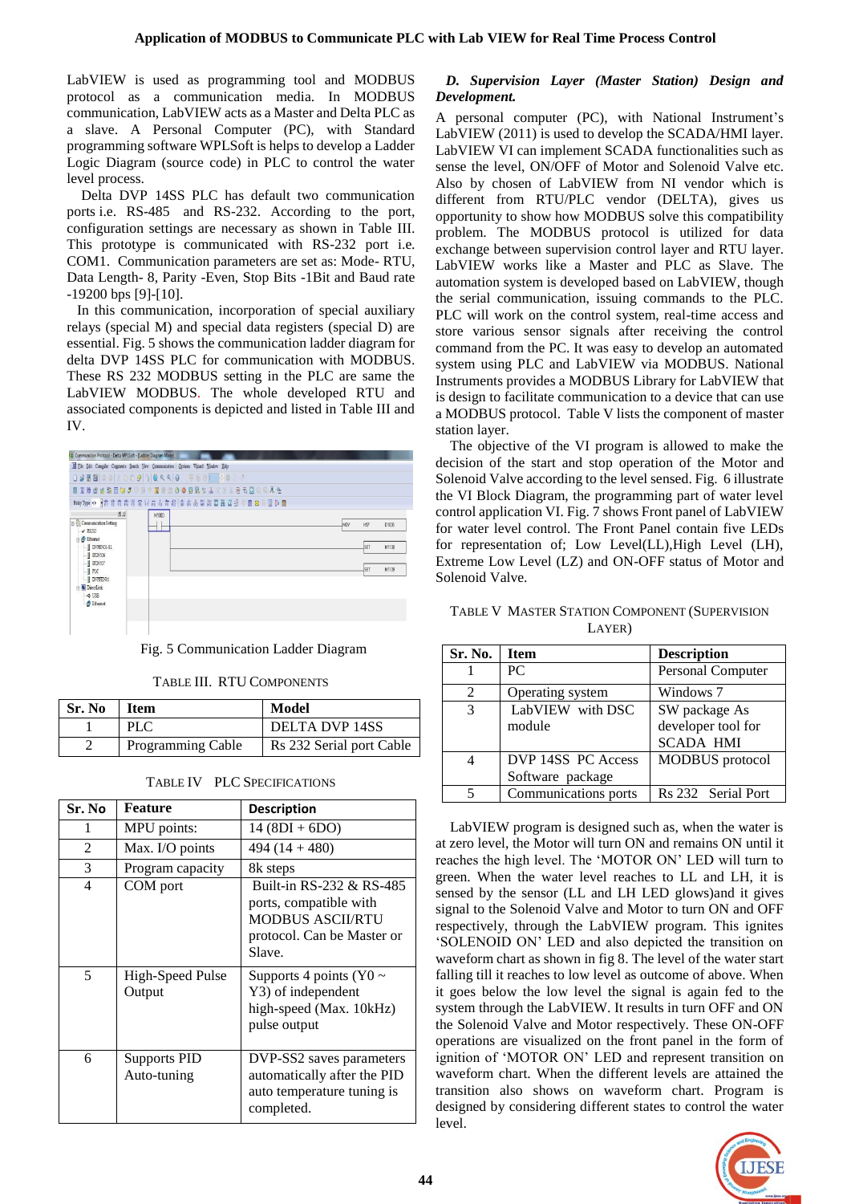LabVIEW is used as programming tool and MODBUS protocol as a communication media. In MODBUS communication, LabVIEW acts as a Master and Delta PLC as a slave. A Personal Computer (PC), with Standard programming software WPLSoft is helps to develop a Ladder Logic Diagram (source code) in PLC to control the water level process.

Delta DVP 14SS PLC has default two communication ports i.e. RS-485 and RS-232. According to the port, configuration settings are necessary as shown in Table III. This prototype is communicated with RS-232 port i.e. COM1. Communication parameters are set as: Mode- RTU, Data Length- 8, Parity -Even, Stop Bits -1Bit and Baud rate -19200 bps [9]-[10].

In this communication, incorporation of special auxiliary relays (special M) and special data registers (special D) are essential. Fig. 5 shows the communication ladder diagram for delta DVP 14SS PLC for communication with MODBUS. These RS 232 MODBUS setting in the PLC are same the LabVIEW MODBUS. The whole developed RTU and associated components is depicted and listed in Table III and IV.

Fig. 5 Communication Ladder Diagram

TABLE III. RTU COMPONENTS

| Sr. No | Item | Model |
|---|---|---|
| 1 | PLC | DELTA DVP 14SS |
| 2 | Programming Cable | Rs 232 Serial port Cable |

TABLE IV PLC SPECIFICATIONS

| Sr. No | Feature | Description |
|---|---|---|
| 1 | MPU points: | 14 (8DI + 6DO) |
| 2 | Max. I/O points | 494 (14 + 480) |
| 3 | Program capacity | 8k steps |
| 4 | COM port | Built-in RS-232 & RS-485 ports, compatible with MODBUS ASCII/RTU protocol. Can be Master or Slave. |
| 5 | High-Speed Pulse Output | Supports 4 points (Y0 ~ Y3) of independent high-speed (Max. 10kHz) pulse output |
| 6 | Supports PID Auto-tuning | DVP-SS2 saves parameters automatically after the PID auto temperature tuning is completed. |

### *D. Supervision Layer (Master Station) Design and Development.*

A personal computer (PC), with National Instrument's LabVIEW (2011) is used to develop the SCADA/HMI layer. LabVIEW VI can implement SCADA functionalities such as sense the level, ON/OFF of Motor and Solenoid Valve etc. Also by chosen of LabVIEW from NI vendor which is different from RTU/PLC vendor (DELTA), gives us opportunity to show how MODBUS solve this compatibility problem. The MODBUS protocol is utilized for data exchange between supervision control layer and RTU layer. LabVIEW works like a Master and PLC as Slave. The automation system is developed based on LabVIEW, though the serial communication, issuing commands to the PLC. PLC will work on the control system, real-time access and store various sensor signals after receiving the control command from the PC. It was easy to develop an automated system using PLC and LabVIEW via MODBUS. National Instruments provides a MODBUS Library for LabVIEW that is design to facilitate communication to a device that can use a MODBUS protocol. Table V lists the component of master station layer.

The objective of the VI program is allowed to make the decision of the start and stop operation of the Motor and Solenoid Valve according to the level sensed. Fig. 6 illustrate the VI Block Diagram, the programming part of water level control application VI. Fig. 7 shows Front panel of LabVIEW for water level control. The Front Panel contain five LEDs for representation of; Low Level(LL),High Level (LH), Extreme Low Level (LZ) and ON-OFF status of Motor and Solenoid Valve.

TABLE V MASTER STATION COMPONENT (SUPERVISION LAYER)

| Sr. No. | Item | Description |
|---|---|---|
| 1 | PC | Personal Computer |
| 2 | Operating system | Windows 7 |
| 3 | LabVIEW with DSC module | SW package As developer tool for SCADA HMI |
| 4 | DVP 14SS PC Access Software package | MODBUS protocol |
| 5 | Communications ports | Rs 232 Serial Port |

LabVIEW program is designed such as, when the water is at zero level, the Motor will turn ON and remains ON until it reaches the high level. The 'MOTOR ON' LED will turn to green. When the water level reaches to LL and LH, it is sensed by the sensor (LL and LH LED glows)and it gives signal to the Solenoid Valve and Motor to turn ON and OFF respectively, through the LabVIEW program. This ignites 'SOLENOID ON' LED and also depicted the transition on waveform chart as shown in fig 8. The level of the water start falling till it reaches to low level as outcome of above. When it goes below the low level the signal is again fed to the system through the LabVIEW. It results in turn OFF and ON the Solenoid Valve and Motor respectively. These ON-OFF operations are visualized on the front panel in the form of ignition of 'MOTOR ON' LED and represent transition on waveform chart. When the different levels are attained the transition also shows on waveform chart. Program is designed by considering different states to control the water level.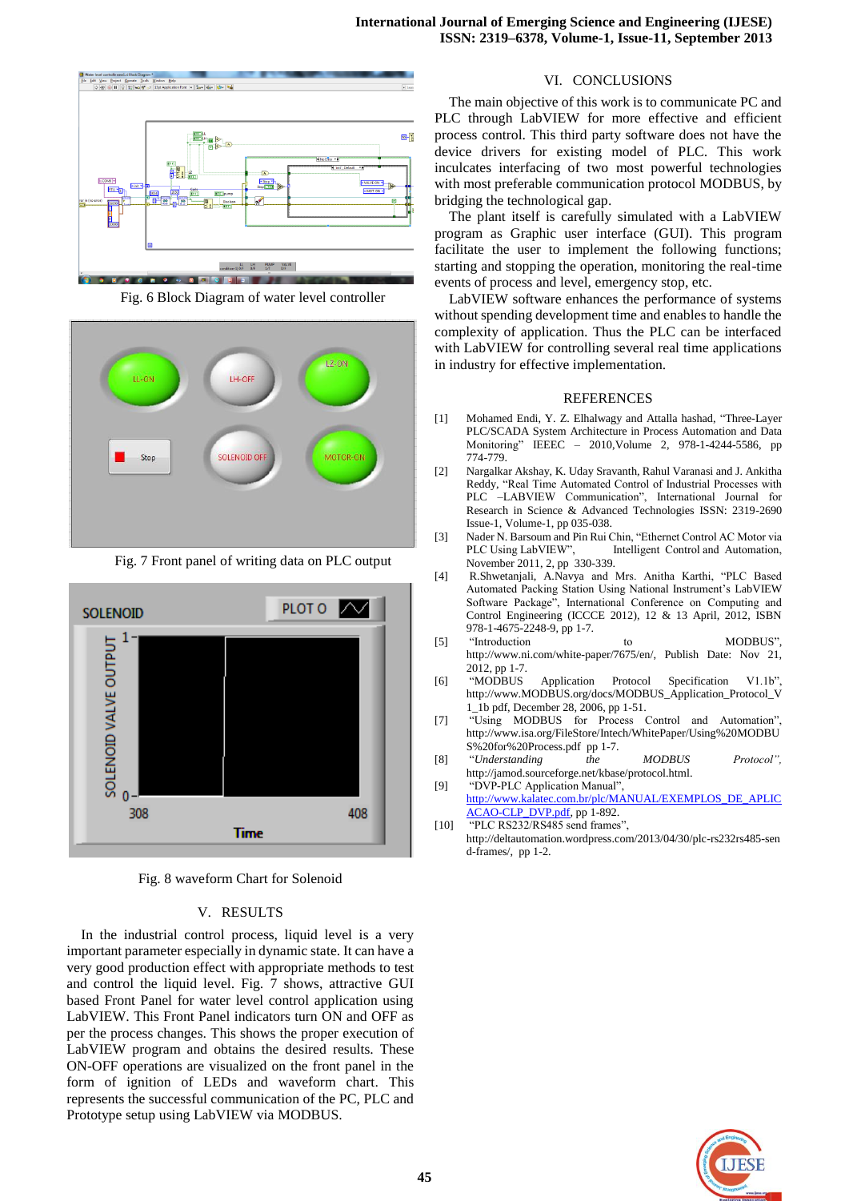Fig. 6 Block Diagram of water level controller

LL-ON
LH-OFF
LZ-ON
Stop
SOLENOID OFF
MOTOR-ON

Fig. 7 Front panel of writing data on PLC output

SOLENOID
PLOT 0
SOLENOID VALVE OUTPUT
1
0
308
408
Time

Fig. 8 waveform Chart for Solenoid

## V. RESULTS

In the industrial control process, liquid level is a very important parameter especially in dynamic state. It can have a very good production effect with appropriate methods to test and control the liquid level. Fig. 7 shows, attractive GUI based Front Panel for water level control application using LabVIEW. This Front Panel indicators turn ON and OFF as per the process changes. This shows the proper execution of LabVIEW program and obtains the desired results. These ON-OFF operations are visualized on the front panel in the form of ignition of LEDs and waveform chart. This represents the successful communication of the PC, PLC and Prototype setup using LabVIEW via MODBUS.

## VI. CONCLUSIONS

The main objective of this work is to communicate PC and PLC through LabVIEW for more effective and efficient process control. This third party software does not have the device drivers for existing model of PLC. This work inculcates interfacing of two most powerful technologies with most preferable communication protocol MODBUS, by bridging the technological gap.

The plant itself is carefully simulated with a LabVIEW program as Graphic user interface (GUI). This program facilitate the user to implement the following functions; starting and stopping the operation, monitoring the real-time events of process and level, emergency stop, etc.

LabVIEW software enhances the performance of systems without spending development time and enables to handle the complexity of application. Thus the PLC can be interfaced with LabVIEW for controlling several real time applications in industry for effective implementation.

## REFERENCES

[1] Mohamed Endi, Y. Z. Elhalwagy and Attalla hashad, "Three-Layer PLC/SCADA System Architecture in Process Automation and Data Monitoring" IEEEC – 2010,Volume 2, 978-1-4244-5586, pp 774-779.

[2] Nargalkar Akshay, K. Uday Sravanth, Rahul Varanasi and J. Ankitha Reddy, "Real Time Automated Control of Industrial Processes with PLC –LABVIEW Communication", International Journal for Research in Science & Advanced Technologies ISSN: 2319-2690 Issue-1, Volume-1, pp 035-038.

[3] Nader N. Barsoum and Pin Rui Chin, "Ethernet Control AC Motor via PLC Using LabVIEW", Intelligent Control and Automation, November 2011, 2, pp 330-339.

[4] R.Shwetanjali, A.Navya and Mrs. Anitha Karthi, "PLC Based Automated Packing Station Using National Instrument's LabVIEW Software Package", International Conference on Computing and Control Engineering (ICCCE 2012), 12 & 13 April, 2012, ISBN 978-1-4675-2248-9, pp 1-7.

[5] "Introduction to MODBUS", http://www.ni.com/white-paper/7675/en/, Publish Date: Nov 21, 2012, pp 1-7.

[6] "MODBUS Application Protocol Specification V1.1b", http://www.MODBUS.org/docs/MODBUS_Application_Protocol_V1_1b pdf, December 28, 2006, pp 1-51.

[7] "Using MODBUS for Process Control and Automation", http://www.isa.org/FileStore/Intech/WhitePaper/Using%20MODBUS%20for%20Process.pdf pp 1-7.

[8] "*Understanding the MODBUS Protocol*", http://jamod.sourceforge.net/kbase/protocol.html.

[9] "DVP-PLC Application Manual", http://www.kalatec.com.br/plc/MANUAL/EXEMPLOS_DE_APLICACAO-CLP_DVP.pdf, pp 1-892.

[10] "PLC RS232/RS485 send frames", http://deltautomation.wordpress.com/2013/04/30/plc-rs232rs485-send-frames/, pp 1-2.